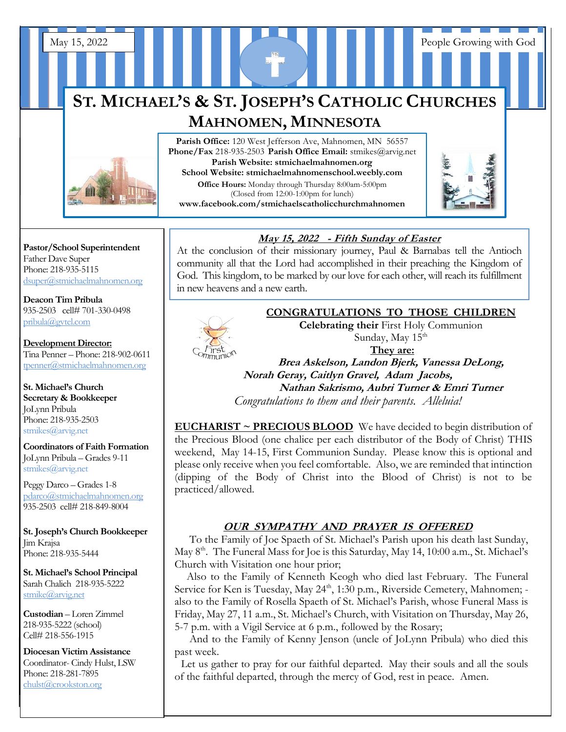May 15, 2022

People Growing with God

# ST. MICHAEL'S & ST. JOSEPH'S CATHOLIC CHURCHES
## MAHNOMEN, MINNESOTA

**Parish Office:** 120 West Jefferson Ave, Mahnomen, MN 56557
**Phone/Fax** 218-935-2503 **Parish Office Email:** stmikes@arvig.net
**Parish Website: stmichaelmahnomen.org**
**School Website: stmichaelmahnomenschool.weebly.com**
**Office Hours:** Monday through Thursday 8:00am-5:00pm
(Closed from 12:00-1:00pm for lunch)
**www.facebook.com/stmichaelscatholicchurchmahnomen**

**Pastor/School Superintendent**
Father Dave Super
Phone: 218-935-5115
dsuper@stmichaelmahnomen.org

**Deacon Tim Pribula**
935-2503 cell# 701-330-0498
pribula@gvtel.com

**Development Director:**
Tina Penner – Phone: 218-902-0611
tpenner@stmichaelmahnomen.org

**St. Michael's Church Secretary & Bookkeeper**
JoLynn Pribula
Phone: 218-935-2503
stmikes@arvig.net

**Coordinators of Faith Formation**
JoLynn Pribula – Grades 9-11
stmikes@arvig.net

Peggy Darco – Grades 1-8
pdarco@stmichaelmahnomen.org
935-2503 cell# 218-849-8004

**St. Joseph's Church Bookkeeper**
Jim Krajsa
Phone: 218-935-5444

**St. Michael's School Principal**
Sarah Chalich 218-935-5222
stmike@arvig.net

**Custodian** – Loren Zimmel
218-935-5222 (school)
Cell# 218-556-1915

**Diocesan Victim Assistance**
Coordinator- Cindy Hulst, LSW
Phone: 218-281-7895
chulst@crookston.org

### *May 15, 2022 - Fifth Sunday of Easter*

At the conclusion of their missionary journey, Paul & Barnabas tell the Antioch community all that the Lord had accomplished in their preaching the Kingdom of God. This kingdom, to be marked by our love for each other, will reach its fulfillment in new heavens and a new earth.

### CONGRATULATIONS TO THOSE CHILDREN

**Celebrating their** First Holy Communion
Sunday, May 15th

**They are:**

***Brea Askelson, Landon Bjerk, Vanessa DeLong, Norah Geray, Caitlyn Gravel, Adam Jacobs, Nathan Sakrismo, Aubri Turner & Emri Turner***

*Congratulations to them and their parents. Alleluia!*

**EUCHARIST ~ PRECIOUS BLOOD** We have decided to begin distribution of the Precious Blood (one chalice per each distributor of the Body of Christ) THIS weekend, May 14-15, First Communion Sunday. Please know this is optional and please only receive when you feel comfortable. Also, we are reminded that intinction (dipping of the Body of Christ into the Blood of Christ) is not to be practiced/allowed.

### *OUR SYMPATHY AND PRAYER IS OFFERED*

To the Family of Joe Spaeth of St. Michael's Parish upon his death last Sunday, May 8th. The Funeral Mass for Joe is this Saturday, May 14, 10:00 a.m., St. Michael's Church with Visitation one hour prior;

Also to the Family of Kenneth Keogh who died last February. The Funeral Service for Ken is Tuesday, May 24th, 1:30 p.m., Riverside Cemetery, Mahnomen; -also to the Family of Rosella Spaeth of St. Michael's Parish, whose Funeral Mass is Friday, May 27, 11 a.m., St. Michael's Church, with Visitation on Thursday, May 26, 5-7 p.m. with a Vigil Service at 6 p.m., followed by the Rosary;

And to the Family of Kenny Jenson (uncle of JoLynn Pribula) who died this past week.

Let us gather to pray for our faithful departed. May their souls and all the souls of the faithful departed, through the mercy of God, rest in peace. Amen.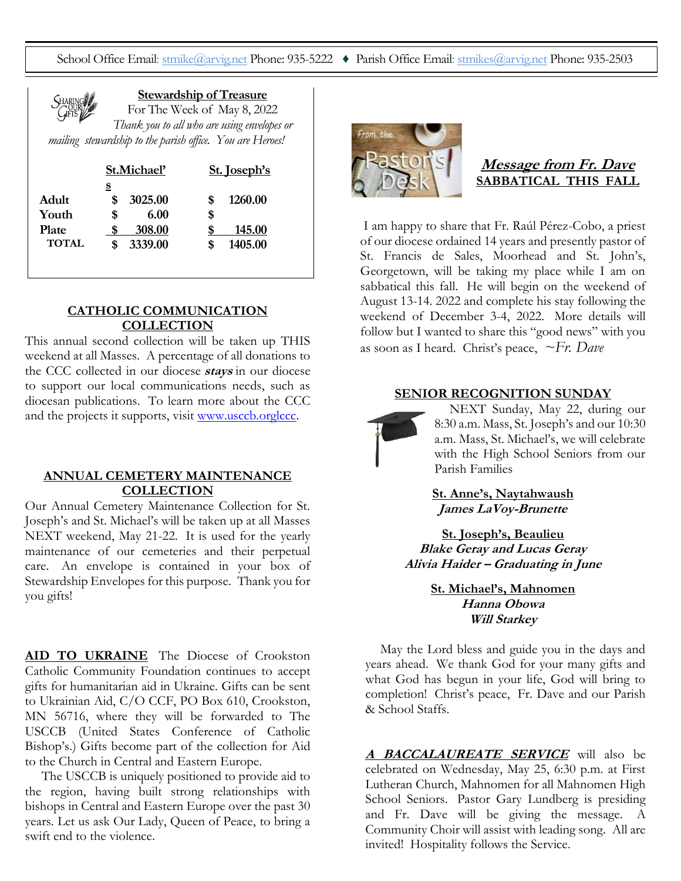School Office Email: stmike@arvig.net Phone: 935-5222 ♦ Parish Office Email: stmikes@arvig.net Phone: 935-2503

**Stewardship of Treasure**
For The Week of May 8, 2022
*Thank you to all who are using envelopes or mailing stewardship to the parish office. You are Heroes!*

| | St.Michael's | St. Joseph's |
|---|---|---|
| Adult | $ 3025.00 | $ 1260.00 |
| Youth | $ 6.00 | $ |
| Plate | $ 308.00 | $ 145.00 |
| TOTAL | $ 3339.00 | $ 1405.00 |

## CATHOLIC COMMUNICATION COLLECTION

This annual second collection will be taken up THIS weekend at all Masses. A percentage of all donations to the CCC collected in our diocese ***stays*** in our diocese to support our local communications needs, such as diocesan publications. To learn more about the CCC and the projects it supports, visit www.usccb.orglccc.

## ANNUAL CEMETERY MAINTENANCE COLLECTION

Our Annual Cemetery Maintenance Collection for St. Joseph's and St. Michael's will be taken up at all Masses NEXT weekend, May 21-22. It is used for the yearly maintenance of our cemeteries and their perpetual care. An envelope is contained in your box of Stewardship Envelopes for this purpose. Thank you for you gifts!

**AID TO UKRAINE** The Diocese of Crookston Catholic Community Foundation continues to accept gifts for humanitarian aid in Ukraine. Gifts can be sent to Ukrainian Aid, C/O CCF, PO Box 610, Crookston, MN 56716, where they will be forwarded to The USCCB (United States Conference of Catholic Bishop's.) Gifts become part of the collection for Aid to the Church in Central and Eastern Europe.

The USCCB is uniquely positioned to provide aid to the region, having built strong relationships with bishops in Central and Eastern Europe over the past 30 years. Let us ask Our Lady, Queen of Peace, to bring a swift end to the violence.

## *Message from Fr. Dave*
## SABBATICAL THIS FALL

I am happy to share that Fr. Raúl Pérez-Cobo, a priest of our diocese ordained 14 years and presently pastor of St. Francis de Sales, Moorhead and St. John's, Georgetown, will be taking my place while I am on sabbatical this fall. He will begin on the weekend of August 13-14. 2022 and complete his stay following the weekend of December 3-4, 2022. More details will follow but I wanted to share this "good news" with you as soon as I heard. Christ's peace, *~Fr. Dave*

## SENIOR RECOGNITION SUNDAY

NEXT Sunday, May 22, during our 8:30 a.m. Mass, St. Joseph's and our 10:30 a.m. Mass, St. Michael's, we will celebrate with the High School Seniors from our Parish Families

**St. Anne's, Naytahwaush**
***James LaVoy-Brunette***

**St. Joseph's, Beaulieu**
***Blake Geray and Lucas Geray***
***Alivia Haider – Graduating in June***

**St. Michael's, Mahnomen**
***Hanna Obowa***
***Will Starkey***

May the Lord bless and guide you in the days and years ahead. We thank God for your many gifts and what God has begun in your life, God will bring to completion! Christ's peace, Fr. Dave and our Parish & School Staffs.

***A BACCALAUREATE SERVICE*** will also be celebrated on Wednesday, May 25, 6:30 p.m. at First Lutheran Church, Mahnomen for all Mahnomen High School Seniors. Pastor Gary Lundberg is presiding and Fr. Dave will be giving the message. A Community Choir will assist with leading song. All are invited! Hospitality follows the Service.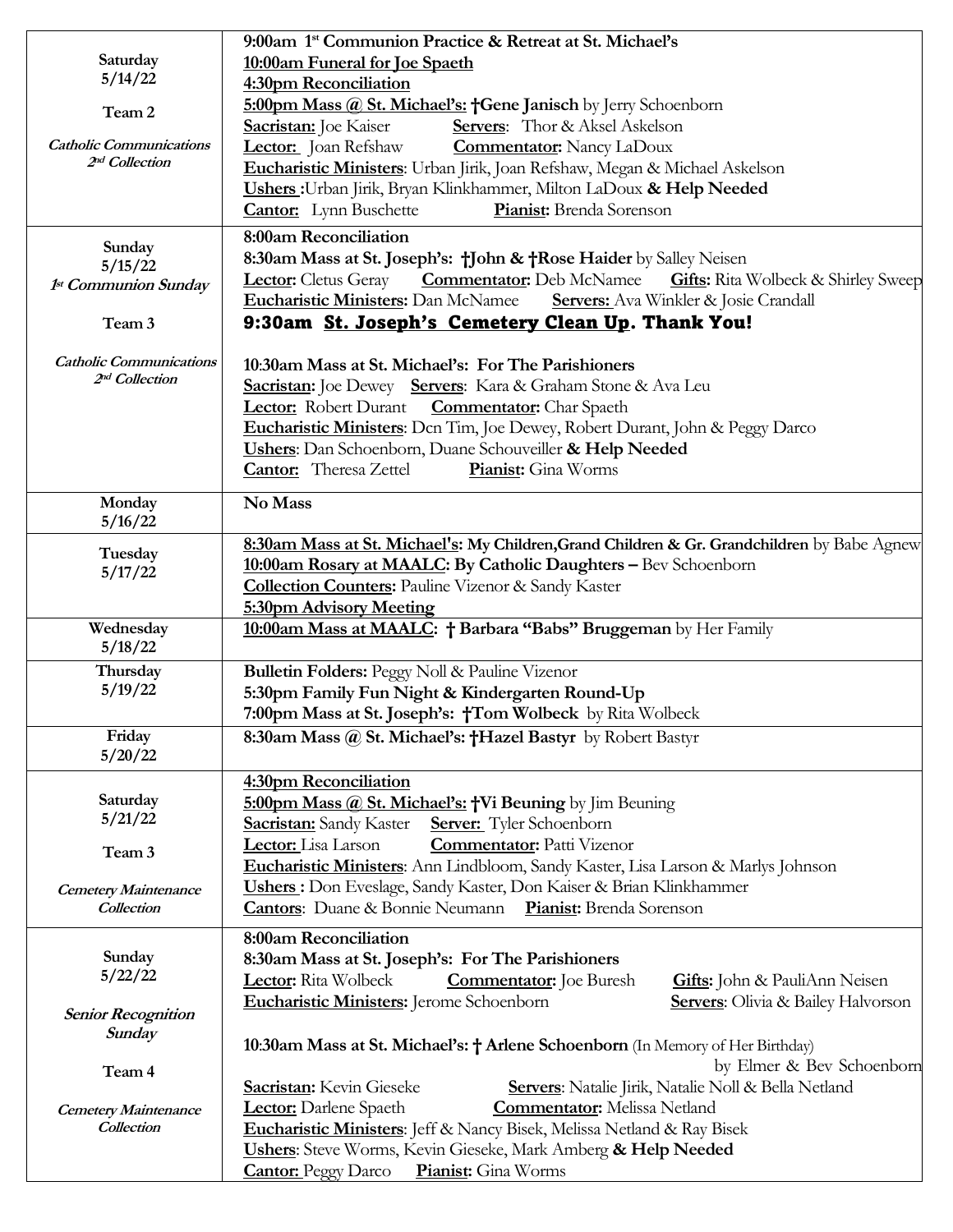| Day | Schedule |
|---|---|
| **Saturday**<br>**5/14/22**<br><br>**Team 2**<br><br>***Catholic Communications 2nd Collection*** | **9:00am 1st Communion Practice & Retreat at St. Michael's**<br>**10:00am Funeral for Joe Spaeth**<br>**4:30pm Reconciliation**<br>**5:00pm Mass @ St. Michael's: †Gene Janisch** by Jerry Schoenborn<br>**Sacristan:** Joe Kaiser **Servers**: Thor & Aksel Askelson<br>**Lector:** Joan Refshaw **Commentator:** Nancy LaDoux<br>**Eucharistic Ministers**: Urban Jirik, Joan Refshaw, Megan & Michael Askelson<br>**Ushers :**Urban Jirik, Bryan Klinkhammer, Milton LaDoux **& Help Needed**<br>**Cantor:** Lynn Buschette **Pianist:** Brenda Sorenson |
| **Sunday**<br>**5/15/22**<br>***1st Communion Sunday***<br><br>**Team 3**<br><br>***Catholic Communications 2nd Collection*** | **8:00am Reconciliation**<br>**8:30am Mass at St. Joseph's: †John & †Rose Haider** by Salley Neisen<br>**Lector:** Cletus Geray **Commentator:** Deb McNamee **Gifts:** Rita Wolbeck & Shirley Sweep<br>**Eucharistic Ministers:** Dan McNamee **Servers:** Ava Winkler & Josie Crandall<br>**9:30am St. Joseph's Cemetery Clean Up. Thank You!**<br><br>**10:30am Mass at St. Michael's: For The Parishioners**<br>**Sacristan:** Joe Dewey **Servers**: Kara & Graham Stone & Ava Leu<br>**Lector:** Robert Durant **Commentator:** Char Spaeth<br>**Eucharistic Ministers**: Dcn Tim, Joe Dewey, Robert Durant, John & Peggy Darco<br>**Ushers**: Dan Schoenborn, Duane Schouveiller **& Help Needed**<br>**Cantor:** Theresa Zettel **Pianist:** Gina Worms |
| **Monday**<br>**5/16/22** | **No Mass** |
| **Tuesday**<br>**5/17/22** | **8:30am Mass at St. Michael's: My Children,Grand Children & Gr. Grandchildren** by Babe Agnew<br>**10:00am Rosary at MAALC: By Catholic Daughters –** Bev Schoenborn<br>**Collection Counters:** Pauline Vizenor & Sandy Kaster<br>**5:30pm Advisory Meeting** |
| **Wednesday**<br>**5/18/22** | **10:00am Mass at MAALC: † Barbara "Babs" Bruggeman** by Her Family |
| **Thursday**<br>**5/19/22** | **Bulletin Folders:** Peggy Noll & Pauline Vizenor<br>**5:30pm Family Fun Night & Kindergarten Round-Up**<br>**7:00pm Mass at St. Joseph's: †Tom Wolbeck** by Rita Wolbeck |
| **Friday**<br>**5/20/22** | **8:30am Mass @ St. Michael's: †Hazel Bastyr** by Robert Bastyr |
| **Saturday**<br>**5/21/22**<br><br>**Team 3**<br><br>***Cemetery Maintenance Collection*** | **4:30pm Reconciliation**<br>**5:00pm Mass @ St. Michael's: †Vi Beuning** by Jim Beuning<br>**Sacristan:** Sandy Kaster **Server:** Tyler Schoenborn<br>**Lector:** Lisa Larson **Commentator:** Patti Vizenor<br>**Eucharistic Ministers**: Ann Lindbloom, Sandy Kaster, Lisa Larson & Marlys Johnson<br>**Ushers :** Don Eveslage, Sandy Kaster, Don Kaiser & Brian Klinkhammer<br>**Cantors**: Duane & Bonnie Neumann **Pianist:** Brenda Sorenson |
| **Sunday**<br>**5/22/22**<br><br>***Senior Recognition Sunday***<br><br>**Team 4**<br><br>***Cemetery Maintenance Collection*** | **8:00am Reconciliation**<br>**8:30am Mass at St. Joseph's: For The Parishioners**<br>**Lector:** Rita Wolbeck **Commentator:** Joe Buresh **Gifts:** John & PauliAnn Neisen<br>**Eucharistic Ministers:** Jerome Schoenborn **Servers**: Olivia & Bailey Halvorson<br><br>**10:30am Mass at St. Michael's: † Arlene Schoenborn** (In Memory of Her Birthday) by Elmer & Bev Schoenborn<br>**Sacristan:** Kevin Gieseke **Servers**: Natalie Jirik, Natalie Noll & Bella Netland<br>**Lector:** Darlene Spaeth **Commentator:** Melissa Netland<br>**Eucharistic Ministers**: Jeff & Nancy Bisek, Melissa Netland & Ray Bisek<br>**Ushers**: Steve Worms, Kevin Gieseke, Mark Amberg **& Help Needed**<br>**Cantor:** Peggy Darco **Pianist:** Gina Worms |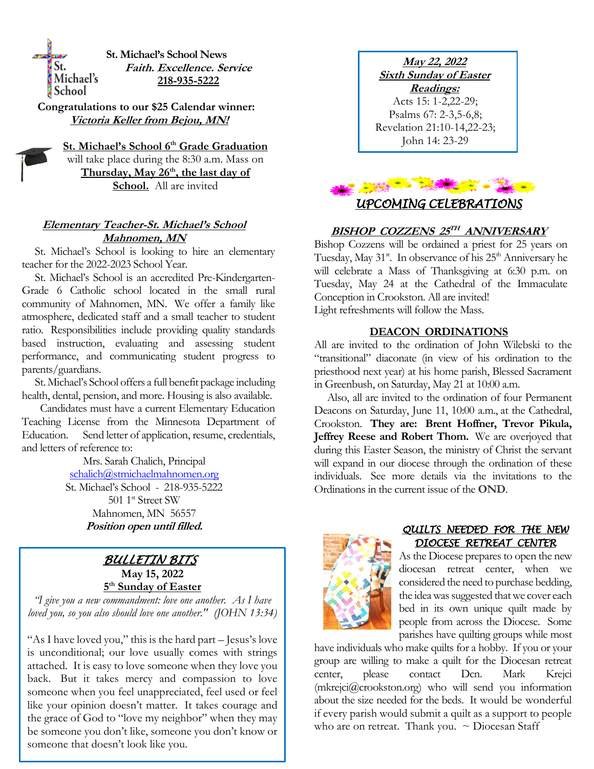**St. Michael's School News**
***Faith. Excellence. Service***
**218-935-5222**

**Congratulations to our $25 Calendar winner:**
***Victoria Keller from Bejou, MN!***

**St. Michael's School 6th Grade Graduation** will take place during the 8:30 a.m. Mass on **Thursday, May 26th, the last day of School.** All are invited

## *Elementary Teacher-St. Michael's School Mahnomen, MN*

St. Michael's School is looking to hire an elementary teacher for the 2022-2023 School Year.

St. Michael's School is an accredited Pre-Kindergarten-Grade 6 Catholic school located in the small rural community of Mahnomen, MN. We offer a family like atmosphere, dedicated staff and a small teacher to student ratio. Responsibilities include providing quality standards based instruction, evaluating and assessing student performance, and communicating student progress to parents/guardians.

St. Michael's School offers a full benefit package including health, dental, pension, and more. Housing is also available.

Candidates must have a current Elementary Education Teaching License from the Minnesota Department of Education. Send letter of application, resume, credentials, and letters of reference to:

Mrs. Sarah Chalich, Principal
schalich@stmichaelmahnomen.org
St. Michael's School - 218-935-5222
501 1st Street SW
Mahnomen, MN 56557
***Position open until filled.***

## *BULLETIN BITS*

**May 15, 2022**
**5th Sunday of Easter**

*"I give you a new commandment: love one another. As I have loved you, so you also should love one another." (JOHN 13:34)*

"As I have loved you," this is the hard part – Jesus's love is unconditional; our love usually comes with strings attached. It is easy to love someone when they love you back. But it takes mercy and compassion to love someone when you feel unappreciated, feel used or feel like your opinion doesn't matter. It takes courage and the grace of God to "love my neighbor" when they may be someone you don't like, someone you don't know or someone that doesn't look like you.

***May 22, 2022***
***Sixth Sunday of Easter***
***Readings:***
Acts 15: 1-2,22-29;
Psalms 67: 2-3,5-6,8;
Revelation 21:10-14,22-23;
John 14: 23-29

## *UPCOMING CELEBRATIONS*

### *BISHOP COZZENS 25TH ANNIVERSARY*

Bishop Cozzens will be ordained a priest for 25 years on Tuesday, May 31st. In observance of his 25th Anniversary he will celebrate a Mass of Thanksgiving at 6:30 p.m. on Tuesday, May 24 at the Cathedral of the Immaculate Conception in Crookston. All are invited!
Light refreshments will follow the Mass.

### DEACON ORDINATIONS

All are invited to the ordination of John Wilebski to the "transitional" diaconate (in view of his ordination to the priesthood next year) at his home parish, Blessed Sacrament in Greenbush, on Saturday, May 21 at 10:00 a.m.

Also, all are invited to the ordination of four Permanent Deacons on Saturday, June 11, 10:00 a.m., at the Cathedral, Crookston. **They are: Brent Hoffner, Trevor Pikula, Jeffrey Reese and Robert Thom.** We are overjoyed that during this Easter Season, the ministry of Christ the servant will expand in our diocese through the ordination of these individuals. See more details via the invitations to the Ordinations in the current issue of the **OND**.

### *QUILTS NEEDED FOR THE NEW DIOCESE RETREAT CENTER*

As the Diocese prepares to open the new diocesan retreat center, when we considered the need to purchase bedding, the idea was suggested that we cover each bed in its own unique quilt made by people from across the Diocese. Some parishes have quilting groups while most have individuals who make quilts for a hobby. If you or your group are willing to make a quilt for the Diocesan retreat center, please contact Dcn. Mark Krejci (mkrejci@crookston.org) who will send you information about the size needed for the beds. It would be wonderful if every parish would submit a quilt as a support to people who are on retreat. Thank you. ~ Diocesan Staff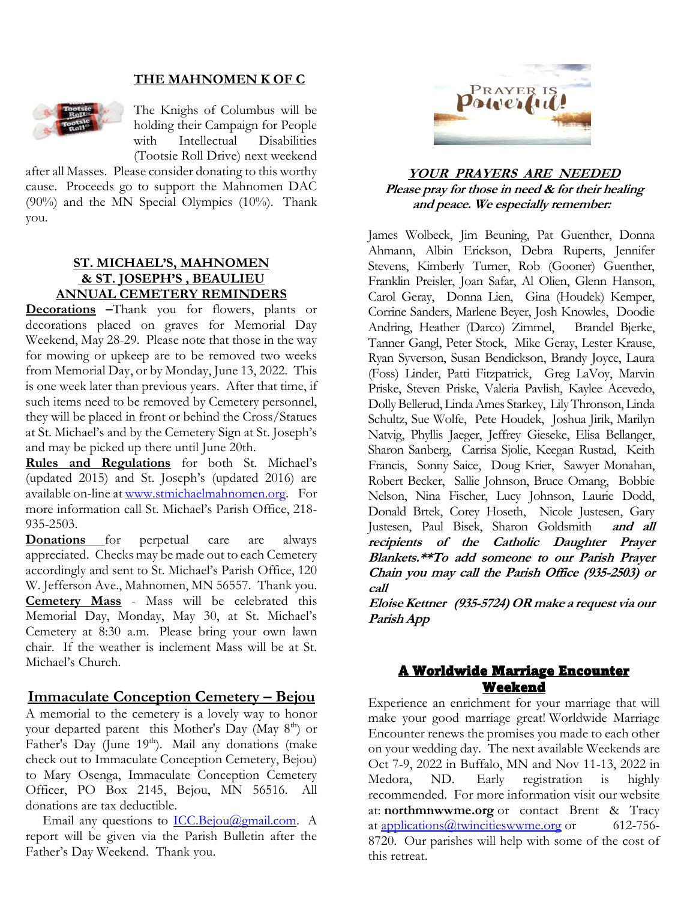## THE MAHNOMEN K OF C

The Knights of Columbus will be holding their Campaign for People with Intellectual Disabilities (Tootsie Roll Drive) next weekend after all Masses. Please consider donating to this worthy cause. Proceeds go to support the Mahnomen DAC (90%) and the MN Special Olympics (10%). Thank you.

## ST. MICHAEL'S, MAHNOMEN & ST. JOSEPH'S , BEAULIEU ANNUAL CEMETERY REMINDERS

**Decorations** –Thank you for flowers, plants or decorations placed on graves for Memorial Day Weekend, May 28-29. Please note that those in the way for mowing or upkeep are to be removed two weeks from Memorial Day, or by Monday, June 13, 2022. This is one week later than previous years. After that time, if such items need to be removed by Cemetery personnel, they will be placed in front or behind the Cross/Statues at St. Michael's and by the Cemetery Sign at St. Joseph's and may be picked up there until June 20th.

**Rules and Regulations** for both St. Michael's (updated 2015) and St. Joseph's (updated 2016) are available on-line at www.stmichaelmahnomen.org. For more information call St. Michael's Parish Office, 218-935-2503.

**Donations** for perpetual care are always appreciated. Checks may be made out to each Cemetery accordingly and sent to St. Michael's Parish Office, 120 W. Jefferson Ave., Mahnomen, MN 56557. Thank you.

**Cemetery Mass** - Mass will be celebrated this Memorial Day, Monday, May 30, at St. Michael's Cemetery at 8:30 a.m. Please bring your own lawn chair. If the weather is inclement Mass will be at St. Michael's Church.

## Immaculate Conception Cemetery – Bejou

A memorial to the cemetery is a lovely way to honor your departed parent this Mother's Day (May 8th) or Father's Day (June 19th). Mail any donations (make check out to Immaculate Conception Cemetery, Bejou) to Mary Osenga, Immaculate Conception Cemetery Officer, PO Box 2145, Bejou, MN 56516. All donations are tax deductible.

Email any questions to ICC.Bejou@gmail.com. A report will be given via the Parish Bulletin after the Father's Day Weekend. Thank you.

## *YOUR PRAYERS ARE NEEDED*

***Please pray for those in need & for their healing and peace. We especially remember:***

James Wolbeck, Jim Beuning, Pat Guenther, Donna Ahmann, Albin Erickson, Debra Ruperts, Jennifer Stevens, Kimberly Turner, Rob (Gooner) Guenther, Franklin Preisler, Joan Safar, Al Olien, Glenn Hanson, Carol Geray, Donna Lien, Gina (Houdek) Kemper, Corrine Sanders, Marlene Beyer, Josh Knowles, Doodie Andring, Heather (Darco) Zimmel, Brandel Bjerke, Tanner Gangl, Peter Stock, Mike Geray, Lester Krause, Ryan Syverson, Susan Bendickson, Brandy Joyce, Laura (Foss) Linder, Patti Fitzpatrick, Greg LaVoy, Marvin Priske, Steven Priske, Valeria Pavlish, Kaylee Acevedo, Dolly Bellerud, Linda Ames Starkey, Lily Thronson, Linda Schultz, Sue Wolfe, Pete Houdek, Joshua Jirik, Marilyn Natvig, Phyllis Jaeger, Jeffrey Gieseke, Elisa Bellanger, Sharon Sanberg, Carrisa Sjolie, Keegan Rustad, Keith Francis, Sonny Saice, Doug Krier, Sawyer Monahan, Robert Becker, Sallie Johnson, Bruce Omang, Bobbie Nelson, Nina Fischer, Lucy Johnson, Laurie Dodd, Donald Brtek, Corey Hoseth, Nicole Justesen, Gary Justesen, Paul Bisek, Sharon Goldsmith ***and all recipients of the Catholic Daughter Prayer Blankets.\*\*To add someone to our Parish Prayer Chain you may call the Parish Office (935-2503) or call***

***Eloise Kettner (935-5724) OR make a request via our Parish App***

## A Worldwide Marriage Encounter Weekend

Experience an enrichment for your marriage that will make your good marriage great! Worldwide Marriage Encounter renews the promises you made to each other on your wedding day. The next available Weekends are Oct 7-9, 2022 in Buffalo, MN and Nov 11-13, 2022 in Medora, ND. Early registration is highly recommended. For more information visit our website at: **northmnwwme.org** or contact Brent & Tracy at applications@twincitieswwme.org or 612-756-8720. Our parishes will help with some of the cost of this retreat.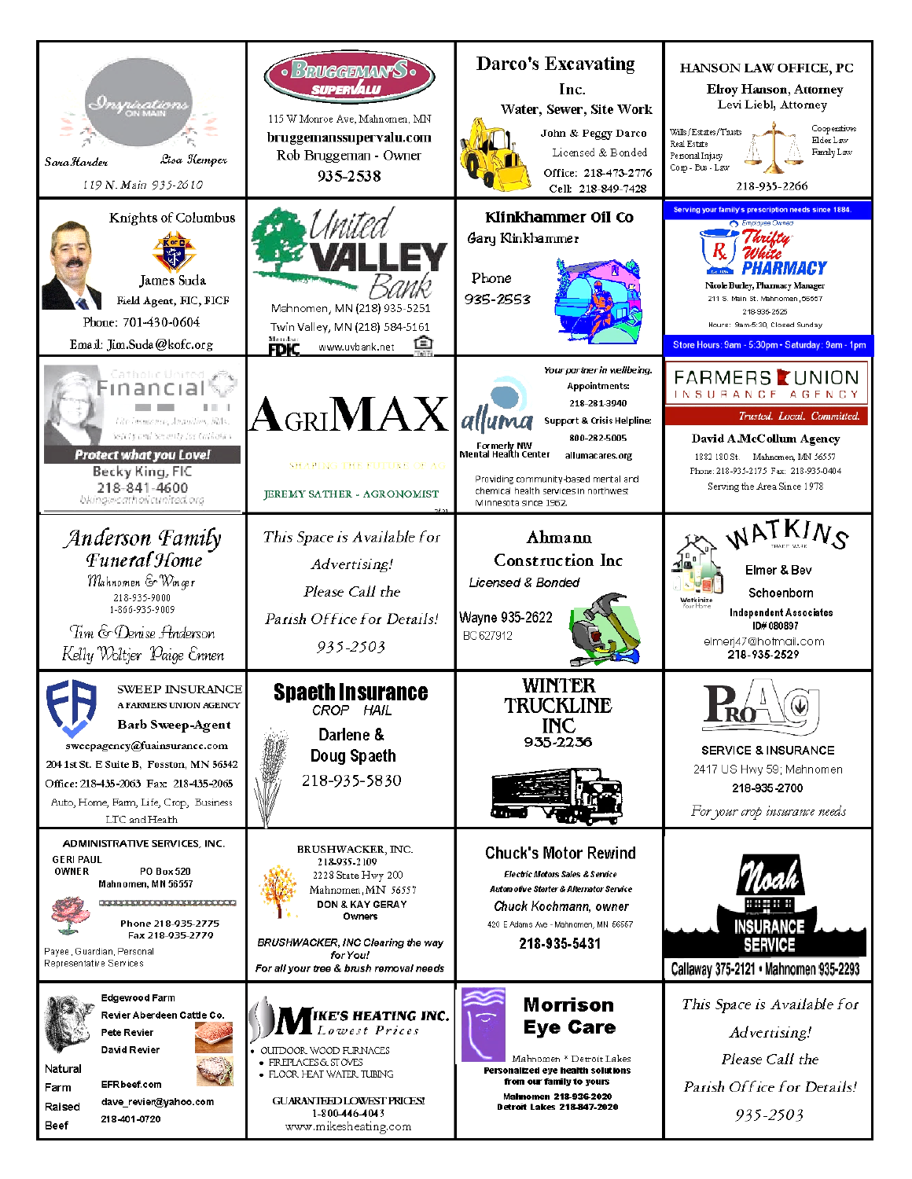Inspirations ON MAIN

Sara Harder · Lisa Kemper

119 N. Main 935-2610

---

BRUGGEMAN'S SUPERVALU

115 W Monroe Ave, Mahnomen, MN

bruggemanssupervalu.com

Rob Bruggeman - Owner

935-2538

---

Darco's Excavating Inc.

Water, Sewer, Site Work

John & Peggy Darco

Licensed & Bonded

Office: 218-473-2776

Cell: 218-849-7428

---

HANSON LAW OFFICE, PC

Elroy Hanson, Attorney

Levi Liebl, Attorney

Wills/Estates/Trusts · Real Estate · Personal Injury · Corp - Bus - Law

Cooperatives · Elder Law · Family Law

218-935-2266

---

Knights of Columbus

James Suda

Field Agent, FIC, FICF

Phone: 701-430-0604

Email: Jim.Suda@kofc.org

---

United VALLEY Bank

Mahnomen, MN (218) 935-5251

Twin Valley, MN (218) 584-5161

Member FDIC

www.uvbank.net

---

Klinkhammer Oil Co

Gary Klinkhammer

Phone

935-2553

---

Serving your family's prescription needs since 1884.

Employee Owned

Thrifty White PHARMACY

Nicole Burley, Pharmacy Manager

211 S. Main St. Mahnomen, 56557

218-935-2625

Hours: 9am-5:30, Closed Sunday

Store Hours: 9am - 5:30pm • Saturday: 9am - 1pm

---

Catholic United Financial

Protect what you Love!

Becky King, FIC

218-841-4600

bking@catholicunited.org

---

AGRIMAX

JEREMY SATHER - AGRONOMIST

---

Your partner in wellbeing.

allumа

Formerly NW Mental Health Center

Appointments: 218-281-3940

Support & Crisis Helpline: 800-282-5005

allumacares.org

Providing community-based mental and chemical health services in northwest Minnesota since 1962.

---

FARMERS UNION INSURANCE AGENCY

Trusted. Local. Committed.

David A. McCollum Agency

1882 180 St. Mahnomen, MN 56557

Phone: 218-935-2175 Fax: 218-935-0404

Serving the Area Since 1978

---

Anderson Family Funeral Home

Mahnomen & Waubun

218-935-9000

1-866-935-9009

Tim & Denise Anderson

Kelly Woltjer Paige Ennen

---

This Space is Available for Advertising!

Please Call the Parish Office for Details!

935-2503

---

Ahmann Construction Inc

Licensed & Bonded

Wayne 935-2622

BC 627912

---

WATKINS

Elmer & Bev

Schoenborn

Independent Associates

ID# 080897

elmerj47@hotmail.com

218-935-2529

---

SWEEP INSURANCE

A FARMERS UNION AGENCY

Barb Sweep-Agent

sweepagency@fuainsurance.com

204 1st St. E Suite B, Fosston, MN 56542

Office: 218-435-2063 Fax: 218-435-2065

Auto, Home, Farm, Life, Crop, Business

LTC and Health

---

Spaeth Insurance

CROP HAIL

Darlene & Doug Spaeth

218-935-5830

---

WINTER TRUCKLINE INC

935-2236

---

PRO AG

SERVICE & INSURANCE

2417 US Hwy 59; Mahnomen

218-935-2700

For your crop insurance needs

---

ADMINISTRATIVE SERVICES, INC.

GERI PAUL

OWNER

PO Box 520

Mahnomen, MN 56557

Phone 218-935-2775

Fax 218-935-2779

Payee, Guardian, Personal Representative Services

---

BRUSHWACKER, INC.

218-935-2109

2228 State Hwy 200

Mahnomen, MN 56557

DON & KAY GERAY

Owners

BRUSHWACKER, INC Clearing the way for You!

For all your tree & brush removal needs

---

Chuck's Motor Rewind

Electric Motors Sales & Service

Automotive Starter & Alternator Service

Chuck Kochmann, owner

420 E Adams Ave - Mahnomen, MN 56557

218-935-5431

---

Noah INSURANCE SERVICE

Callaway 375-2121 • Mahnomen 935-2293

---

Edgewood Farm

Revier Aberdeen Cattle Co.

Pete Revier

David Revier

Natural Farm Raised Beef

EFRbeef.com

dave_revier@yahoo.com

218-401-0720

---

MIKE'S HEATING INC.

Lowest Prices

- OUTDOOR WOOD FURNACES
- FIREPLACES & STOVES
- FLOOR HEAT WATER TUBING

GUARANTEED LOWEST PRICES!

1-800-446-4043

www.mikesheating.com

---

Morrison Eye Care

Mahnomen * Detroit Lakes

Personalized eye health solutions from our family to yours

Mahnomen 218-936-2020

Detroit Lakes 218-847-2020

---

This Space is Available for Advertising!

Please Call the Parish Office for Details!

935-2503